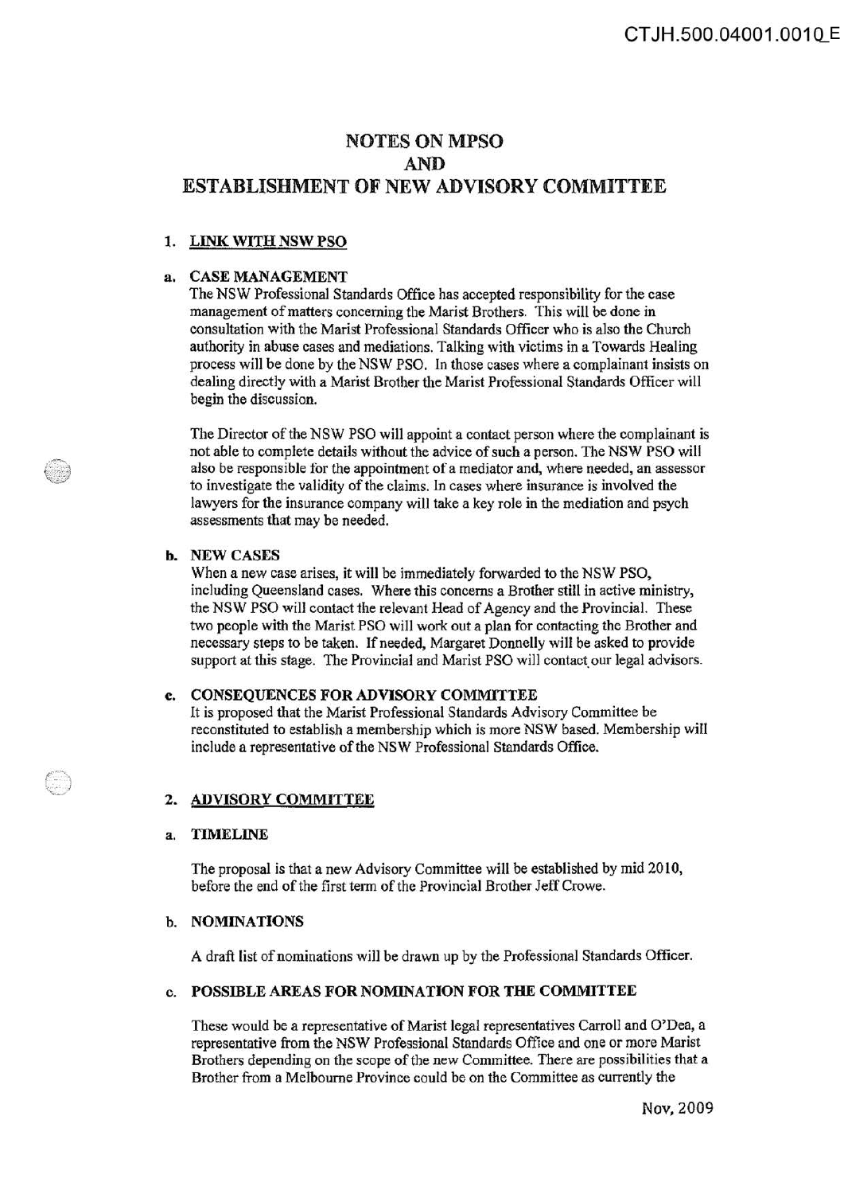# NOTES ON MPSO AND ESTABLISHMENT OF NEW ADVISORY COMMITTEE

## 1. LINK WITH NSW PSO

### a. CASE MANAGEMENT

The NSW Professional Standards Office has accepted responsibility for the case management of matters concerning the Marist Brothers. This will be done in consultation with the Marist Professional Standards Officer who is also the Church authority in abuse cases and mediations. Talking with victims in a Towards Healing process will be done by the NSW PSO. In those cases where a complainant insists on dealing directly with a Marist Brother the Marist Professional Standards Officer will begin the discussion.

The Director of the NSW PSO will appoint a contact person where the complainant is not able to complete details without the advice of such a person. The NSW PSO will also be responsible for the appointment of a mediator and, where needed, an assessor to investigate the validity of the claims. In cases where insurance is involved the lawyers for the insurance company will take a key role in the mediation and psych assessments that may be needed.

### b. NEW CASES

When a new case arises, it will be immediately forwarded to the NSW PSO, including Queensland cases. Where this concerns a Brother still in active ministry, the NSW PSO will contact the relevant Head of Agency and the Provincial. These two people with the Marist PSO will work out a plan for contacting the Brother and necessary steps to be taken. If needed, Margaret Donnelly will be asked to provide support at this stage. The Provincial and Marist PSO will contact our legal advisors.

### c. CONSEQUENCES FOR ADVISORY COMMITTEE

It is proposed that the Marist Professional Standards Advisory Committee be reconstituted to establish a membership which is more NSW based. Membership will include a representative of the NSW Professional Standards Office.

## 2. ADVISORY COMMITTEE

### a. TIMELINE

The proposal is that a new Advisory Committee will be established by mid 2010, before the end of the first term of the Provincial Brother Jeff Crowe.

### b. NOMINATIONS

A draft list of nominations will be drawn up by the Professional Standards Officer.

### c. POSSIBLE AREAS FOR NOMINATION FOR THE COMMITTEE

These would be a representative of Marist legal representatives Carroll and O'Dea, a representative from the NSW Professional Standards Office and one or more Marist Brothers depending on the scope of the new Committee. There are possibilities that a Brother from a Melbourne Province could be on the Committee as currently the

Nov, 2009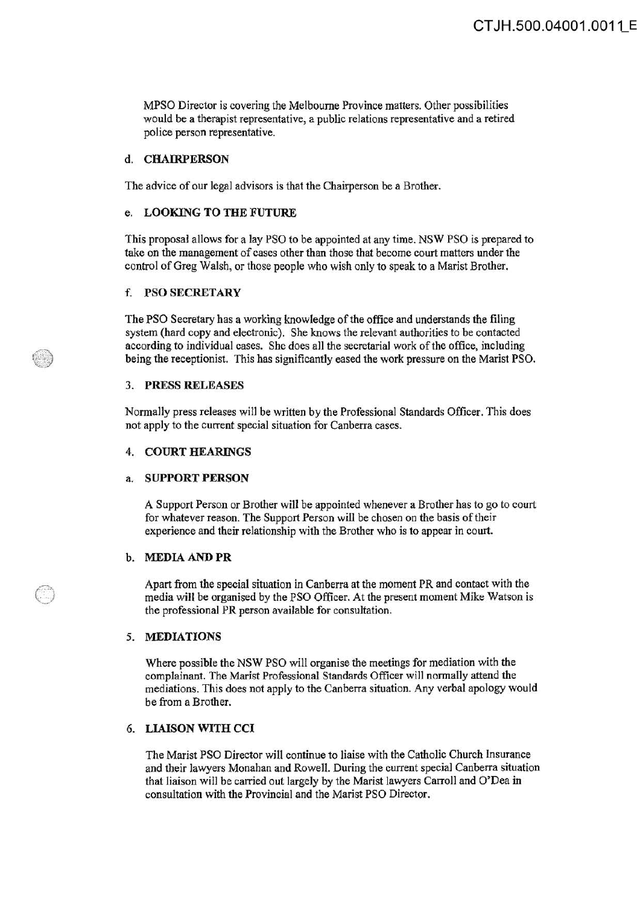MPSO Director is covering the Melbourne Province matters. Other possibilities would be a therapist representative, a public relations representative and a retired police person representative.

### d. CHAIRPERSON

The advice of our legal advisors is that the Chairperson be a Brother.

### e. LOOKING TO THE FUTURE

This proposal allows for a lay PSO to be appointed at any time. NSW PSO is prepared to take on the management of cases other than those that become court matters under the control of Greg Walsh, or those people who wish only to speak to a Marist Brother.

### f. PSO SECRETARY

The PSO Secretary has a working knowledge of the office and understands the filing system (hard copy and electronic). She knows the relevant authorities to be contacted according to individual cases. She does all the secretarial work of the office, including being the receptionist. This has significantly eased the work pressure on the Marist PSO.

## 3. PRESS RELEASES

Normally press releases will be written by the Professional Standards Officer. This does not apply to the current special situation for Canberra cases.

## 4. COURT HEARINGS

### a. SUPPORT PERSON

A Support Person or Brother will be appointed whenever a Brother has to go to court for whatever reason. The Support Person will be chosen on the basis of their experience and their relationship with the Brother who is to appear in court.

### b. MEDIA AND PR

Apart from the special situation in Canberra at the moment PR and contact with the media will be organised by the PSO Officer. At the present moment Mike Watson is the professional PR person available for consultation.

## 5. MEDIATIONS

Where possible the NSW PSO will organise the meetings for mediation with the complainant. The Marist Professional Standards Officer will normally attend the mediations. This does not apply to the Canberra situation. Any verbal apology would be from a Brother.

## 6. LIAISON WITH CCI

The Marist PSO Director will continue to liaise with the Catholic Church Insurance and their lawyers Monahan and Rowell. During the current special Canberra situation that liaison will be carried out largely by the Marist lawyers Carroll and O'Dea in consultation with the Provincial and the Marist PSO Director.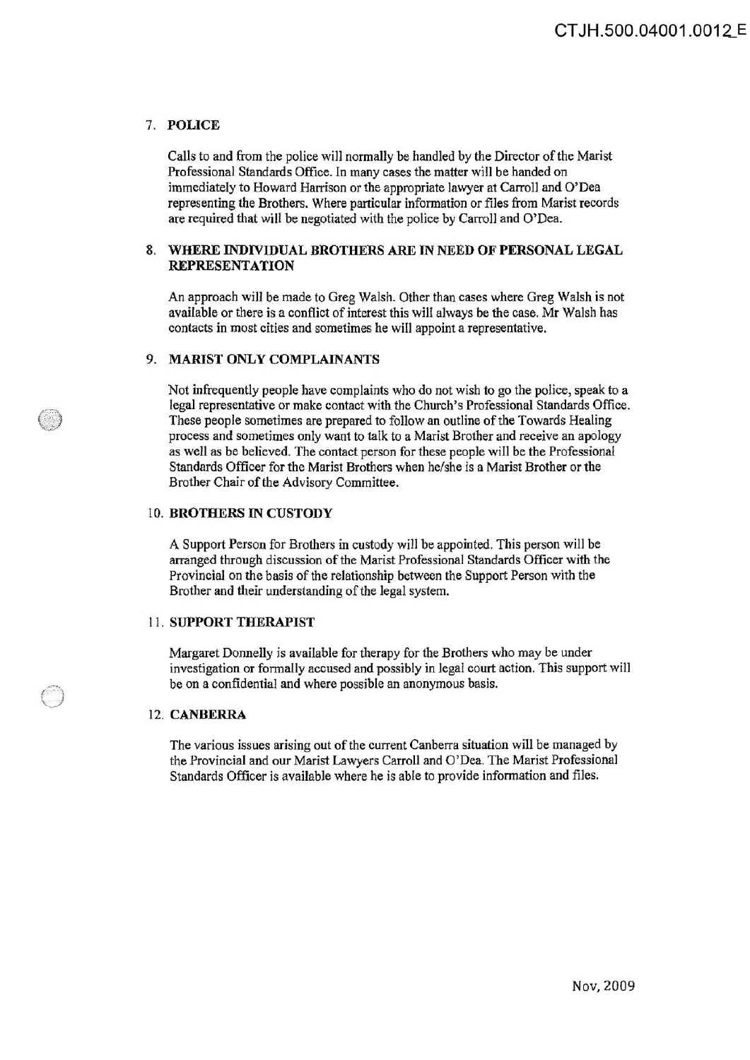## 7. POLICE

Calls to and from the police will normally be handled by the Director of the Marist Professional Standards Office. In many cases the matter will be handed on immediately to Howard Harrison or the appropriate lawyer at Carroll and O'Dea representing the Brothers. Where particular information or files from Marist records are required that will be negotiated with the police by Carroll and O'Dea.

## 8. WHERE INDIVIDUAL BROTHERS ARE IN NEED OF PERSONAL LEGAL REPRESENTATION

An approach will be made to Greg Walsh. Other than cases where Greg Walsh is not available or there is a conflict of interest this will always be the case. Mr Walsh has contacts in most cities and sometimes he will appoint a representative.

## 9. MARIST ONLY COMPLAINANTS

Not infrequently people have complaints who do not wish to go the police, speak to a legal representative or make contact with the Church's Professional Standards Office. These people sometimes are prepared to follow an outline of the Towards Healing process and sometimes only want to talk to a Marist Brother and receive an apology as well as be believed. The contact person for these people will be the Professional Standards Officer for the Marist Brothers when he/she is a Marist Brother or the Brother Chair of the Advisory Committee.

## 10. BROTHERS IN CUSTODY

A Support Person for Brothers in custody will be appointed. This person will be arranged through discussion of the Marist Professional Standards Officer with the Provincial on the basis of the relationship between the Support Person with the Brother and their understanding of the legal system.

## 11. SUPPORT THERAPIST

Margaret Donnelly is available for therapy for the Brothers who may be under investigation or formally accused and possibly in legal court action. This support will be on a confidential and where possible an anonymous basis.

## 12. CANBERRA

The various issues arising out of the current Canberra situation will be managed by the Provincial and our Marist Lawyers Carroll and O'Dea. The Marist Professional Standards Officer is available where he is able to provide information and files.

Nov, 2009